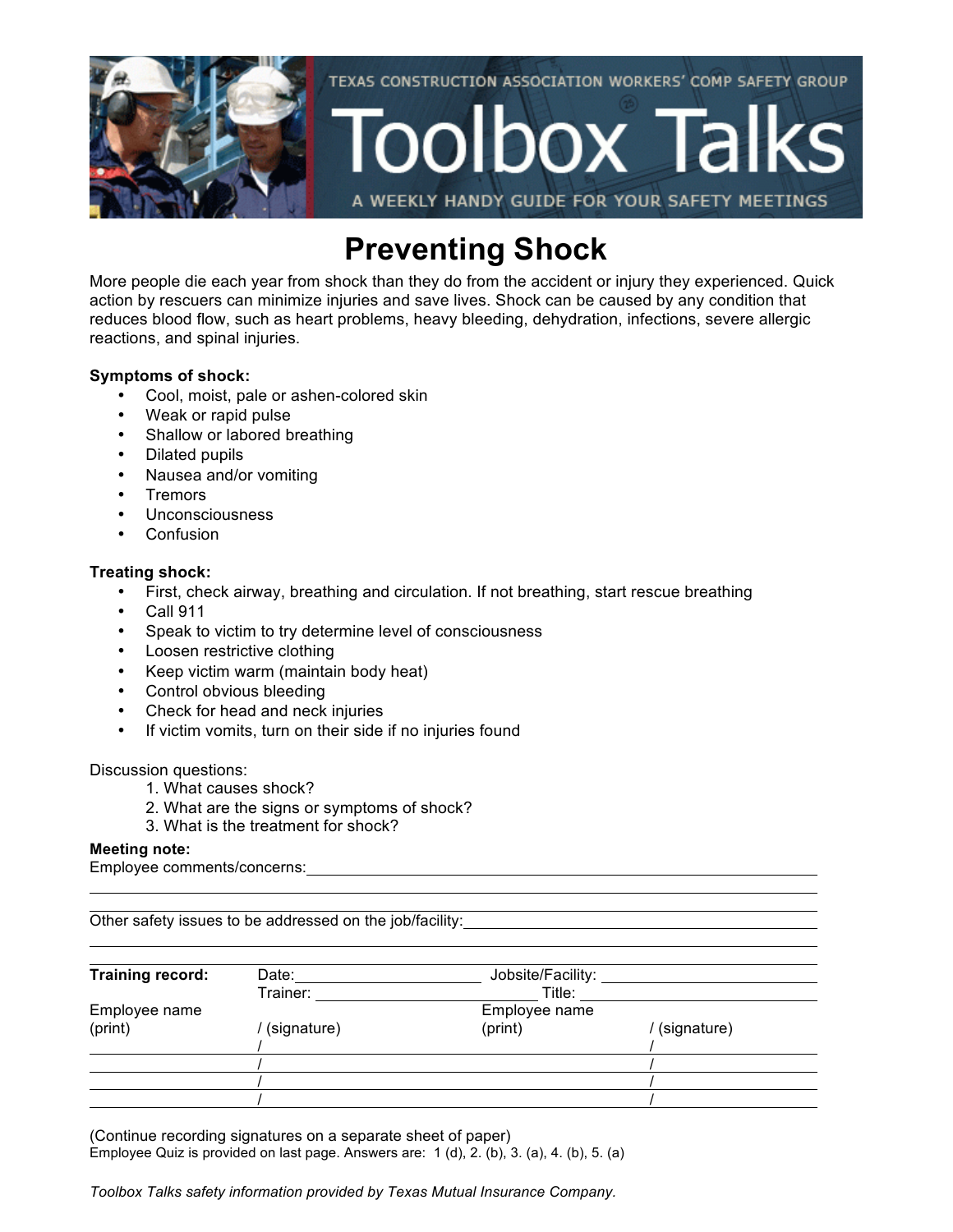TEXAS CONSTRUCTION ASSOCIATION WORKERS' COMP SAFETY GROUP

Toolbox Talks

A WEEKLY HANDY GUIDE FOR YOUR SAFETY MEETINGS

# Preventing Shock

More people die each year from shock than they do from the accident or injury they experienced. Quick action by rescuers can minimize injuries and save lives. Shock can be caused by any condition that reduces blood flow, such as heart problems, heavy bleeding, dehydration, infections, severe allergic reactions, and spinal injuries.

**Symptoms of shock:**

- Cool, moist, pale or ashen-colored skin
- Weak or rapid pulse
- Shallow or labored breathing
- Dilated pupils
- Nausea and/or vomiting
- Tremors
- Unconsciousness
- Confusion

**Treating shock:**

- First, check airway, breathing and circulation. If not breathing, start rescue breathing
- Call 911
- Speak to victim to try determine level of consciousness
- Loosen restrictive clothing
- Keep victim warm (maintain body heat)
- Control obvious bleeding
- Check for head and neck injuries
- If victim vomits, turn on their side if no injuries found

Discussion questions:

1. What causes shock?
2. What are the signs or symptoms of shock?
3. What is the treatment for shock?

**Meeting note:**

Employee comments/concerns: \_\_\_\_\_\_\_\_\_\_\_\_\_\_\_\_\_\_\_\_\_\_\_\_\_\_\_\_\_\_\_\_\_\_\_\_\_\_\_\_

Other safety issues to be addressed on the job/facility: \_\_\_\_\_\_\_\_\_\_\_\_\_\_\_\_\_\_\_\_\_\_\_\_\_\_\_\_\_\_

**Training record:** Date: \_\_\_\_\_\_\_\_\_\_\_\_ Jobsite/Facility: \_\_\_\_\_\_\_\_\_\_\_\_

Trainer: \_\_\_\_\_\_\_\_\_\_\_\_ Title: \_\_\_\_\_\_\_\_\_\_\_\_

| Employee name (print) | / (signature) | Employee name (print) | / (signature) |
|---|---|---|---|
| | / | | / |
| | / | | / |
| | / | | / |
| | / | | / |

(Continue recording signatures on a separate sheet of paper)

Employee Quiz is provided on last page. Answers are: 1 (d), 2. (b), 3. (a), 4. (b), 5. (a)

*Toolbox Talks safety information provided by Texas Mutual Insurance Company.*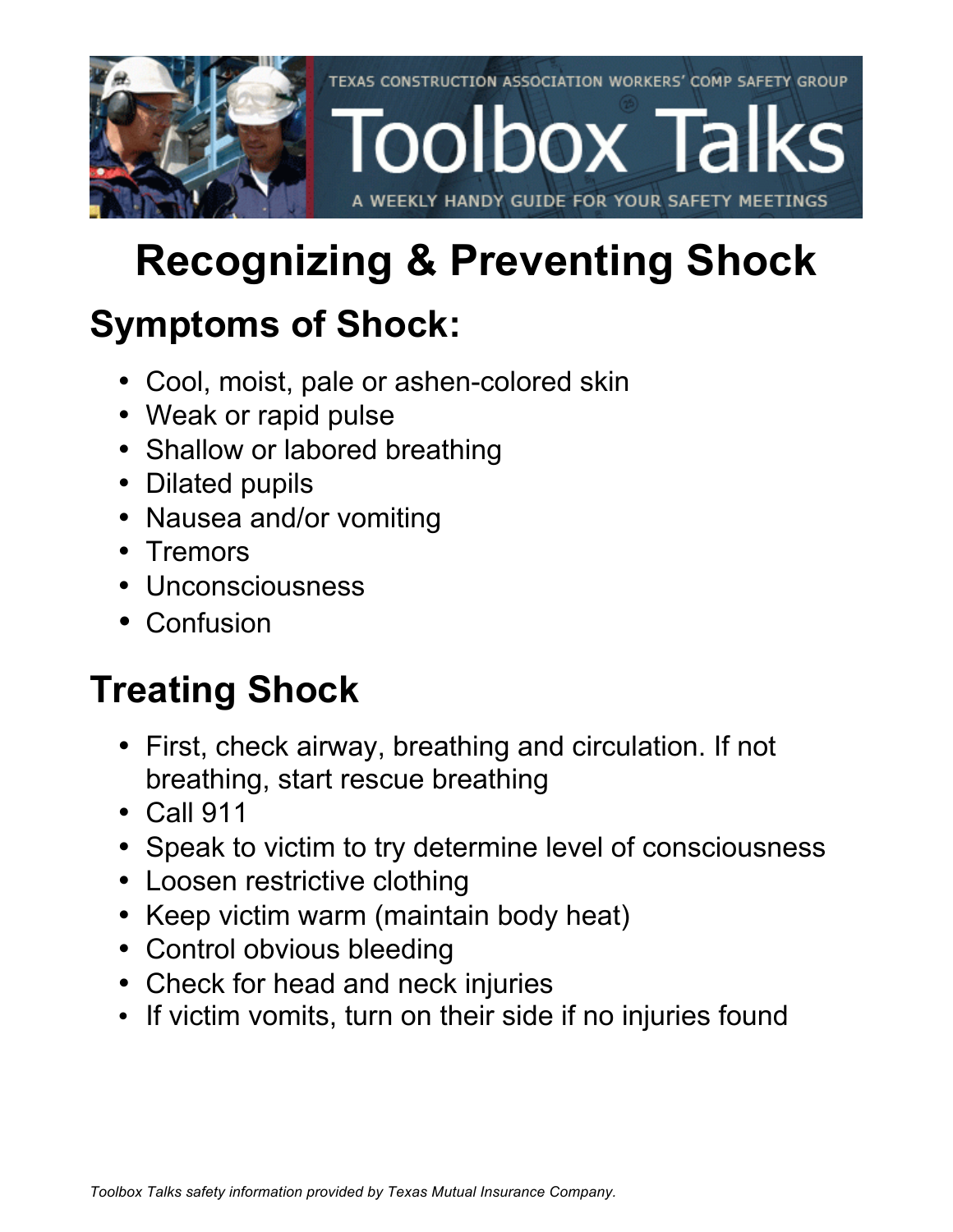# Recognizing & Preventing Shock

## Symptoms of Shock:

- Cool, moist, pale or ashen-colored skin
- Weak or rapid pulse
- Shallow or labored breathing
- Dilated pupils
- Nausea and/or vomiting
- Tremors
- Unconsciousness
- Confusion

## Treating Shock

- First, check airway, breathing and circulation. If not breathing, start rescue breathing
- Call 911
- Speak to victim to try determine level of consciousness
- Loosen restrictive clothing
- Keep victim warm (maintain body heat)
- Control obvious bleeding
- Check for head and neck injuries
- If victim vomits, turn on their side if no injuries found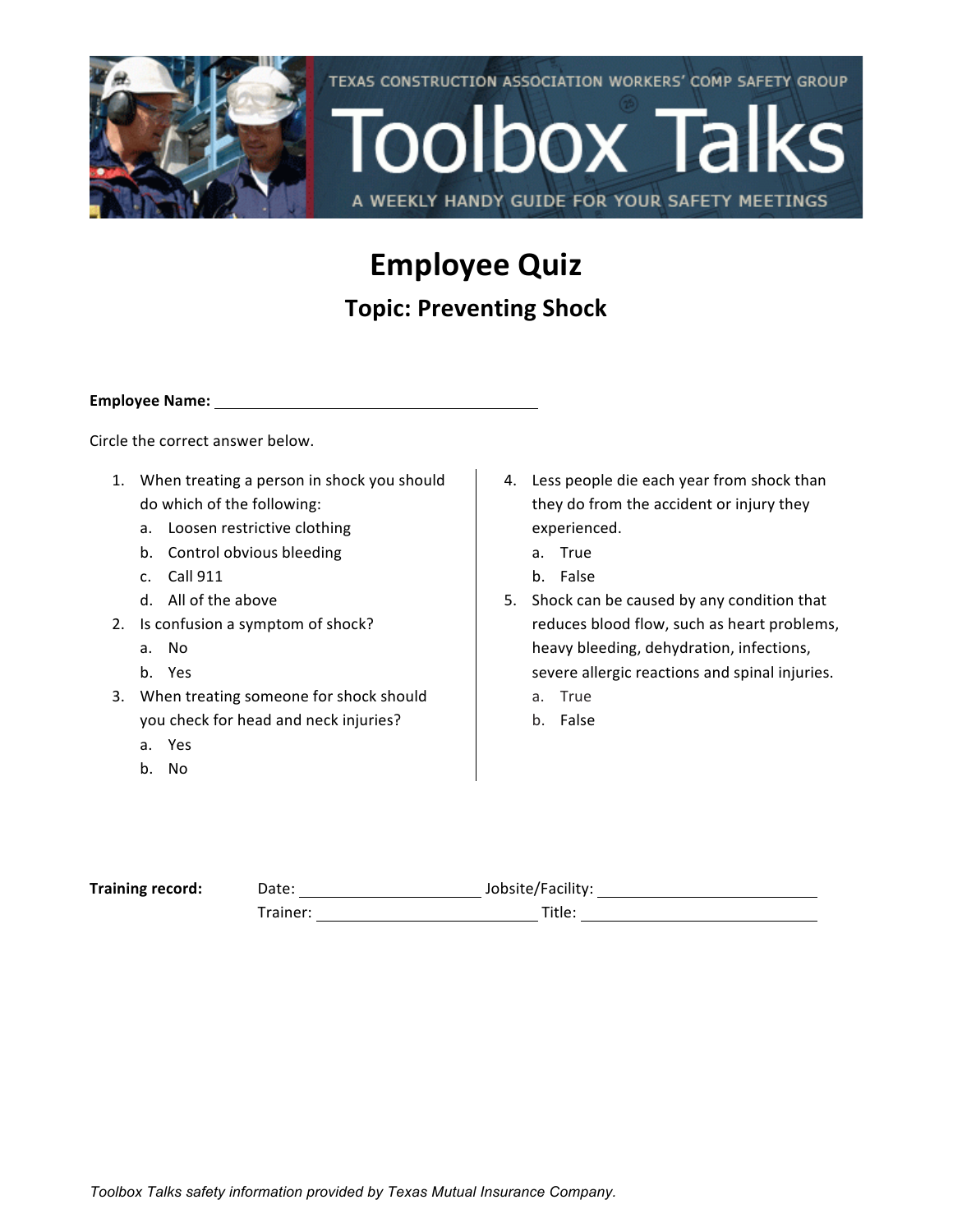TEXAS CONSTRUCTION ASSOCIATION WORKERS' COMP SAFETY GROUP

# Toolbox Talks

A WEEKLY HANDY GUIDE FOR YOUR SAFETY MEETINGS

# Employee Quiz

## Topic: Preventing Shock

**Employee Name:** ________________________________

Circle the correct answer below.

1. When treating a person in shock you should do which of the following:
   a. Loosen restrictive clothing
   b. Control obvious bleeding
   c. Call 911
   d. All of the above
2. Is confusion a symptom of shock?
   a. No
   b. Yes
3. When treating someone for shock should you check for head and neck injuries?
   a. Yes
   b. No
4. Less people die each year from shock than they do from the accident or injury they experienced.
   a. True
   b. False
5. Shock can be caused by any condition that reduces blood flow, such as heart problems, heavy bleeding, dehydration, infections, severe allergic reactions and spinal injuries.
   a. True
   b. False

**Training record:** Date: ____________________ Jobsite/Facility: ____________________

Trainer: ____________________ Title: ____________________

*Toolbox Talks safety information provided by Texas Mutual Insurance Company.*